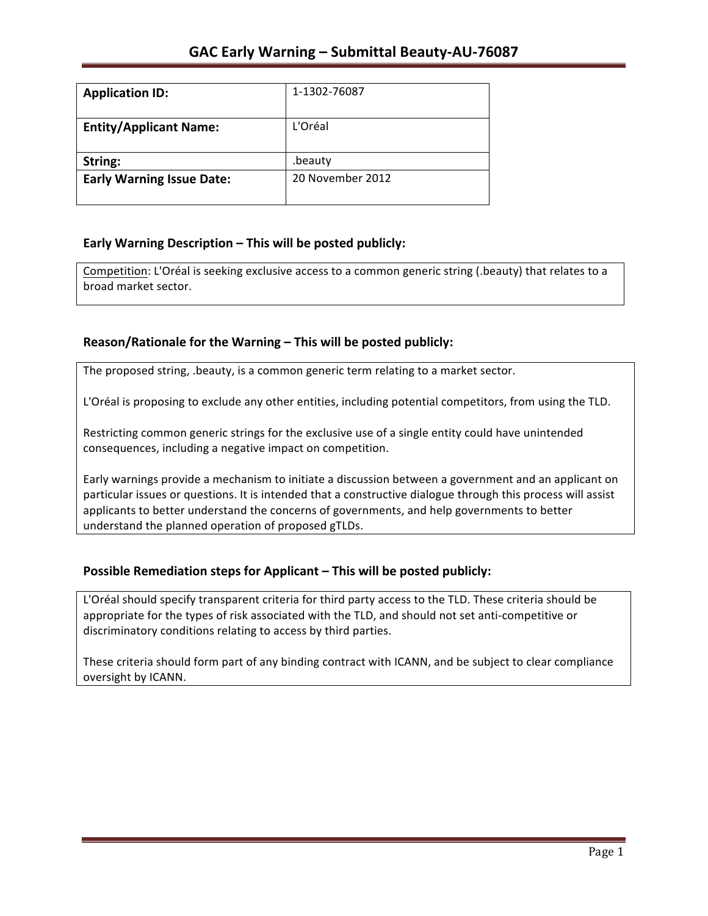# GAC Early Warning – Submittal Beauty-AU-76087

| **Application ID:** | 1-1302-76087 |
|---|---|
| **Entity/Applicant Name:** | L'Oréal |
| **String:** | .beauty |
| **Early Warning Issue Date:** | 20 November 2012 |

## Early Warning Description – This will be posted publicly:

Competition: L'Oréal is seeking exclusive access to a common generic string (.beauty) that relates to a broad market sector.

## Reason/Rationale for the Warning – This will be posted publicly:

The proposed string, .beauty, is a common generic term relating to a market sector.

L'Oréal is proposing to exclude any other entities, including potential competitors, from using the TLD.

Restricting common generic strings for the exclusive use of a single entity could have unintended consequences, including a negative impact on competition.

Early warnings provide a mechanism to initiate a discussion between a government and an applicant on particular issues or questions. It is intended that a constructive dialogue through this process will assist applicants to better understand the concerns of governments, and help governments to better understand the planned operation of proposed gTLDs.

## Possible Remediation steps for Applicant – This will be posted publicly:

L'Oréal should specify transparent criteria for third party access to the TLD. These criteria should be appropriate for the types of risk associated with the TLD, and should not set anti-competitive or discriminatory conditions relating to access by third parties.

These criteria should form part of any binding contract with ICANN, and be subject to clear compliance oversight by ICANN.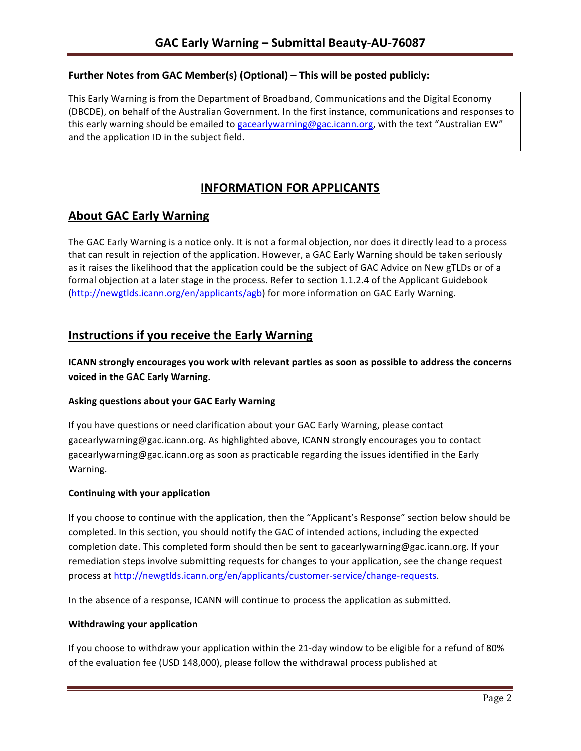## Further Notes from GAC Member(s) (Optional) – This will be posted publicly:

This Early Warning is from the Department of Broadband, Communications and the Digital Economy (DBCDE), on behalf of the Australian Government. In the first instance, communications and responses to this early warning should be emailed to gacearlywarning@gac.icann.org, with the text "Australian EW" and the application ID in the subject field.

# INFORMATION FOR APPLICANTS

## About GAC Early Warning

The GAC Early Warning is a notice only. It is not a formal objection, nor does it directly lead to a process that can result in rejection of the application. However, a GAC Early Warning should be taken seriously as it raises the likelihood that the application could be the subject of GAC Advice on New gTLDs or of a formal objection at a later stage in the process. Refer to section 1.1.2.4 of the Applicant Guidebook (http://newgtlds.icann.org/en/applicants/agb) for more information on GAC Early Warning.

## Instructions if you receive the Early Warning

**ICANN strongly encourages you work with relevant parties as soon as possible to address the concerns voiced in the GAC Early Warning.**

### Asking questions about your GAC Early Warning

If you have questions or need clarification about your GAC Early Warning, please contact gacearlywarning@gac.icann.org. As highlighted above, ICANN strongly encourages you to contact gacearlywarning@gac.icann.org as soon as practicable regarding the issues identified in the Early Warning.

### Continuing with your application

If you choose to continue with the application, then the "Applicant's Response" section below should be completed. In this section, you should notify the GAC of intended actions, including the expected completion date. This completed form should then be sent to gacearlywarning@gac.icann.org. If your remediation steps involve submitting requests for changes to your application, see the change request process at http://newgtlds.icann.org/en/applicants/customer-service/change-requests.

In the absence of a response, ICANN will continue to process the application as submitted.

### Withdrawing your application

If you choose to withdraw your application within the 21-day window to be eligible for a refund of 80% of the evaluation fee (USD 148,000), please follow the withdrawal process published at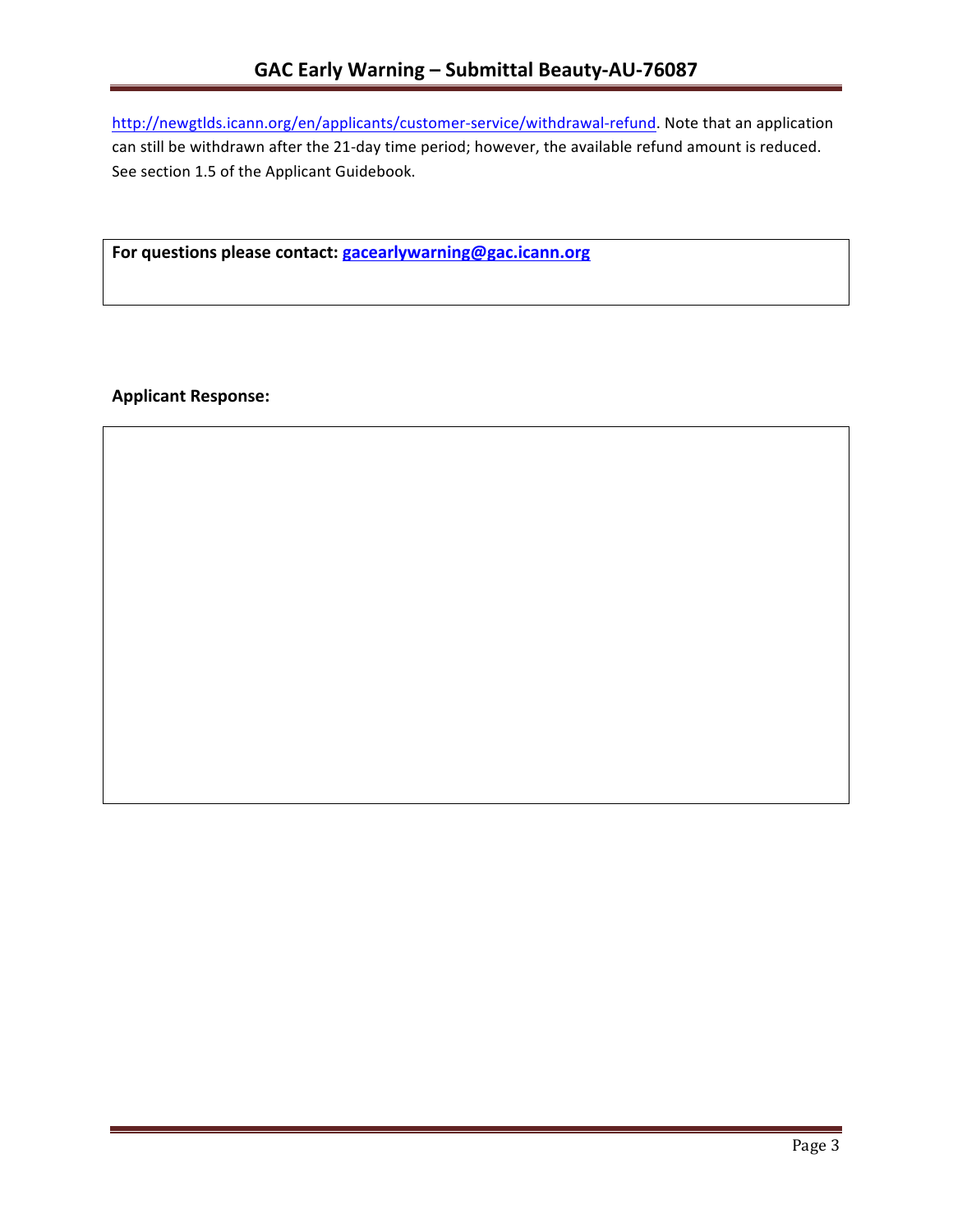http://newgtlds.icann.org/en/applicants/customer-service/withdrawal-refund. Note that an application can still be withdrawn after the 21-day time period; however, the available refund amount is reduced. See section 1.5 of the Applicant Guidebook.

**For questions please contact: gacearlywarning@gac.icann.org**

**Applicant Response:**